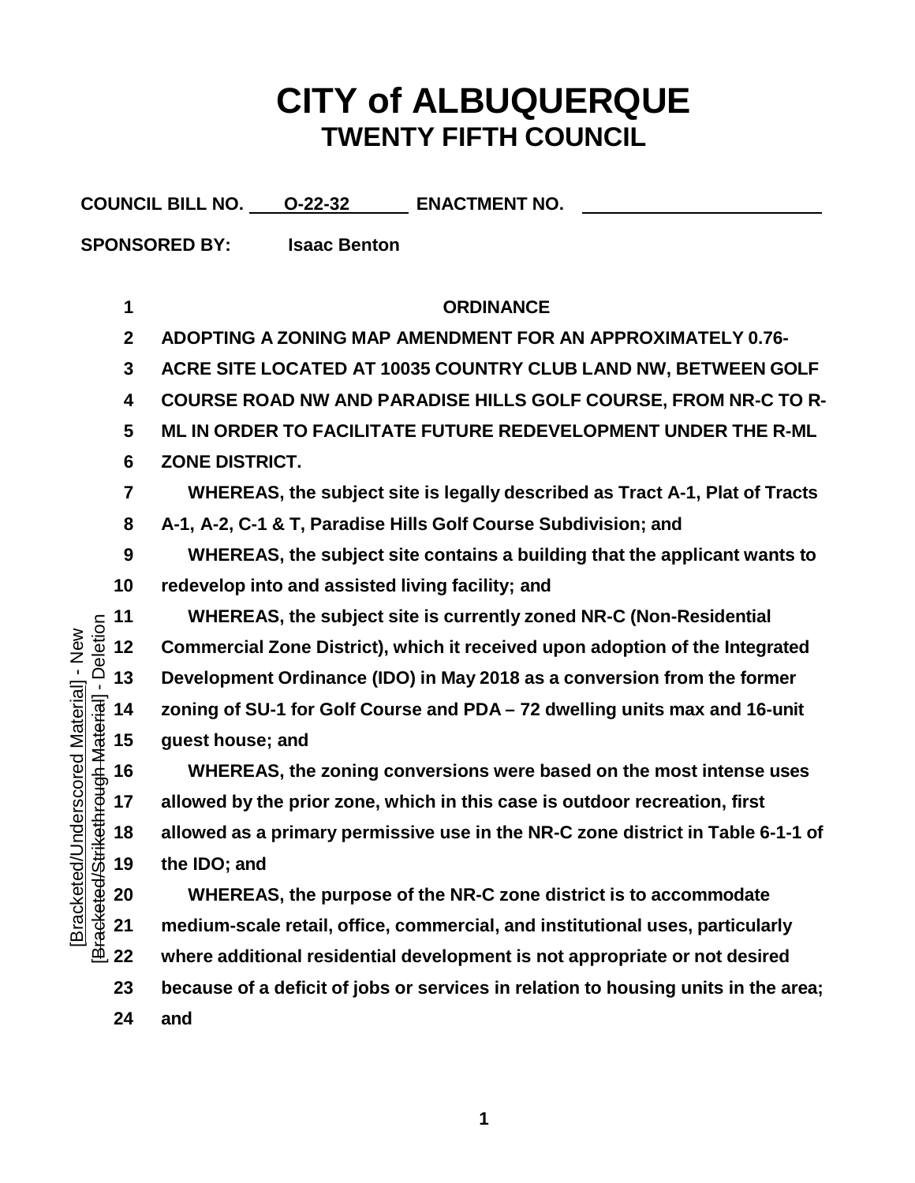# CITY of ALBUQUERQUE
## TWENTY FIFTH COUNCIL

**COUNCIL BILL NO.** O-22-32 **ENACTMENT NO.** ____________

**SPONSORED BY:** Isaac Benton

1 **ORDINANCE**

2 **ADOPTING A ZONING MAP AMENDMENT FOR AN APPROXIMATELY 0.76-**
3 **ACRE SITE LOCATED AT 10035 COUNTRY CLUB LAND NW, BETWEEN GOLF**
4 **COURSE ROAD NW AND PARADISE HILLS GOLF COURSE, FROM NR-C TO R-**
5 **ML IN ORDER TO FACILITATE FUTURE REDEVELOPMENT UNDER THE R-ML**
6 **ZONE DISTRICT.**

7 WHEREAS, the subject site is legally described as Tract A-1, Plat of Tracts
8 A-1, A-2, C-1 & T, Paradise Hills Golf Course Subdivision; and

9 WHEREAS, the subject site contains a building that the applicant wants to
10 redevelop into and assisted living facility; and

11 WHEREAS, the subject site is currently zoned NR-C (Non-Residential
12 Commercial Zone District), which it received upon adoption of the Integrated
13 Development Ordinance (IDO) in May 2018 as a conversion from the former
14 zoning of SU-1 for Golf Course and PDA – 72 dwelling units max and 16-unit
15 guest house; and

16 WHEREAS, the zoning conversions were based on the most intense uses
17 allowed by the prior zone, which in this case is outdoor recreation, first
18 allowed as a primary permissive use in the NR-C zone district in Table 6-1-1 of
19 the IDO; and

20 WHEREAS, the purpose of the NR-C zone district is to accommodate
21 medium-scale retail, office, commercial, and institutional uses, particularly
22 where additional residential development is not appropriate or not desired
23 because of a deficit of jobs or services in relation to housing units in the area;
24 and

[Bracketed/Underscored Material] - New
[Bracketed/Strikethrough Material] - Deletion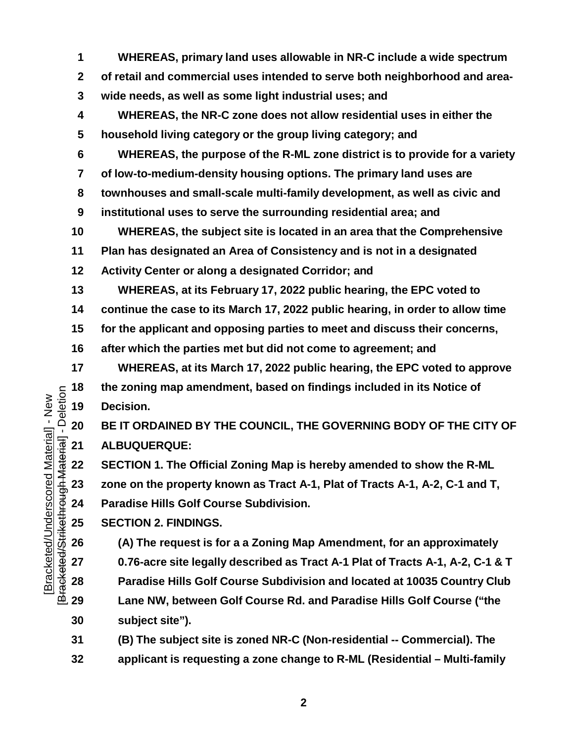**WHEREAS, primary land uses allowable in NR-C include a wide spectrum of retail and commercial uses intended to serve both neighborhood and area-wide needs, as well as some light industrial uses; and**

**WHEREAS, the NR-C zone does not allow residential uses in either the household living category or the group living category; and**

**WHEREAS, the purpose of the R-ML zone district is to provide for a variety of low-to-medium-density housing options. The primary land uses are townhouses and small-scale multi-family development, as well as civic and institutional uses to serve the surrounding residential area; and**

**WHEREAS, the subject site is located in an area that the Comprehensive Plan has designated an Area of Consistency and is not in a designated Activity Center or along a designated Corridor; and**

**WHEREAS, at its February 17, 2022 public hearing, the EPC voted to continue the case to its March 17, 2022 public hearing, in order to allow time for the applicant and opposing parties to meet and discuss their concerns, after which the parties met but did not come to agreement; and**

**WHEREAS, at its March 17, 2022 public hearing, the EPC voted to approve the zoning map amendment, based on findings included in its Notice of Decision.**

**BE IT ORDAINED BY THE COUNCIL, THE GOVERNING BODY OF THE CITY OF ALBUQUERQUE:**

**SECTION 1. The Official Zoning Map is hereby amended to show the R-ML zone on the property known as Tract A-1, Plat of Tracts A-1, A-2, C-1 and T, Paradise Hills Golf Course Subdivision.**

**SECTION 2. FINDINGS.**

**(A) The request is for a a Zoning Map Amendment, for an approximately 0.76-acre site legally described as Tract A-1 Plat of Tracts A-1, A-2, C-1 & T Paradise Hills Golf Course Subdivision and located at 10035 Country Club Lane NW, between Golf Course Rd. and Paradise Hills Golf Course ("the subject site").**

**(B) The subject site is zoned NR-C (Non-residential -- Commercial). The applicant is requesting a zone change to R-ML (Residential – Multi-family**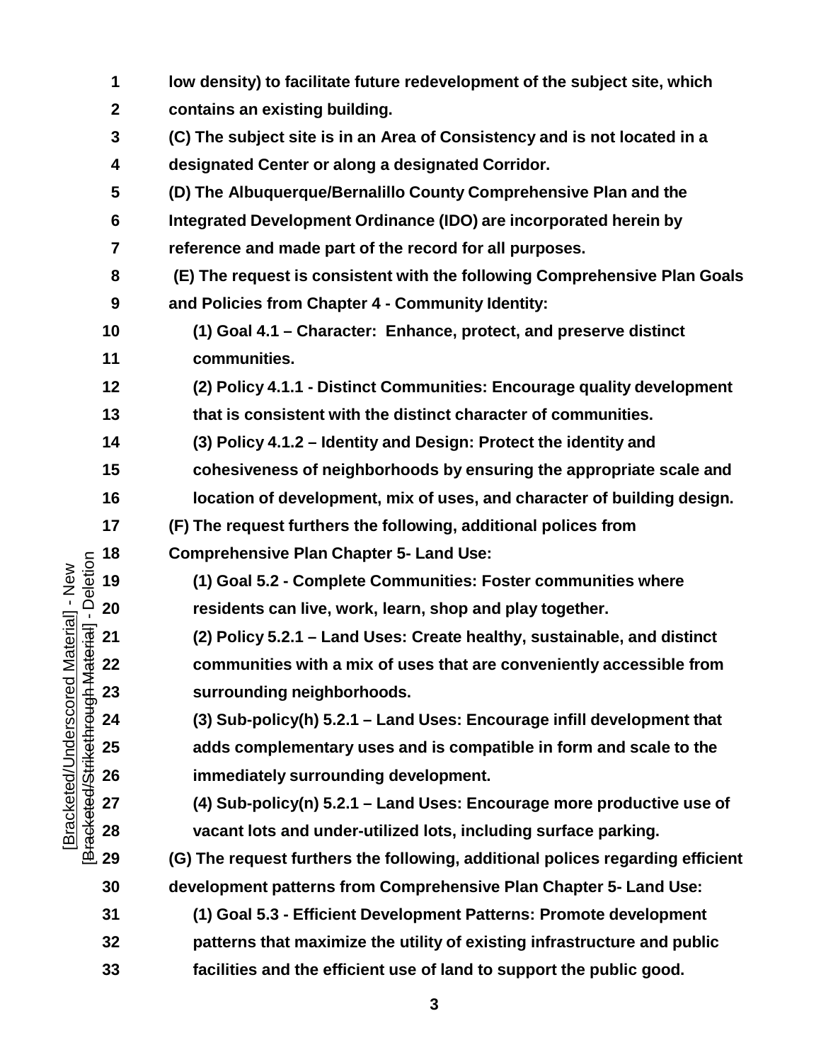**low density) to facilitate future redevelopment of the subject site, which contains an existing building.**

**(C) The subject site is in an Area of Consistency and is not located in a designated Center or along a designated Corridor.**

**(D) The Albuquerque/Bernalillo County Comprehensive Plan and the Integrated Development Ordinance (IDO) are incorporated herein by reference and made part of the record for all purposes.**

**(E) The request is consistent with the following Comprehensive Plan Goals and Policies from Chapter 4 - Community Identity:**

**(1) Goal 4.1 – Character: Enhance, protect, and preserve distinct communities.**

**(2) Policy 4.1.1 - Distinct Communities: Encourage quality development that is consistent with the distinct character of communities.**

**(3) Policy 4.1.2 – Identity and Design: Protect the identity and cohesiveness of neighborhoods by ensuring the appropriate scale and location of development, mix of uses, and character of building design.**

**(F) The request furthers the following, additional polices from Comprehensive Plan Chapter 5- Land Use:**

**(1) Goal 5.2 - Complete Communities: Foster communities where residents can live, work, learn, shop and play together.**

**(2) Policy 5.2.1 – Land Uses: Create healthy, sustainable, and distinct communities with a mix of uses that are conveniently accessible from surrounding neighborhoods.**

**(3) Sub-policy(h) 5.2.1 – Land Uses: Encourage infill development that adds complementary uses and is compatible in form and scale to the immediately surrounding development.**

**(4) Sub-policy(n) 5.2.1 – Land Uses: Encourage more productive use of vacant lots and under-utilized lots, including surface parking.**

**(G) The request furthers the following, additional polices regarding efficient development patterns from Comprehensive Plan Chapter 5- Land Use:**

**(1) Goal 5.3 - Efficient Development Patterns: Promote development patterns that maximize the utility of existing infrastructure and public facilities and the efficient use of land to support the public good.**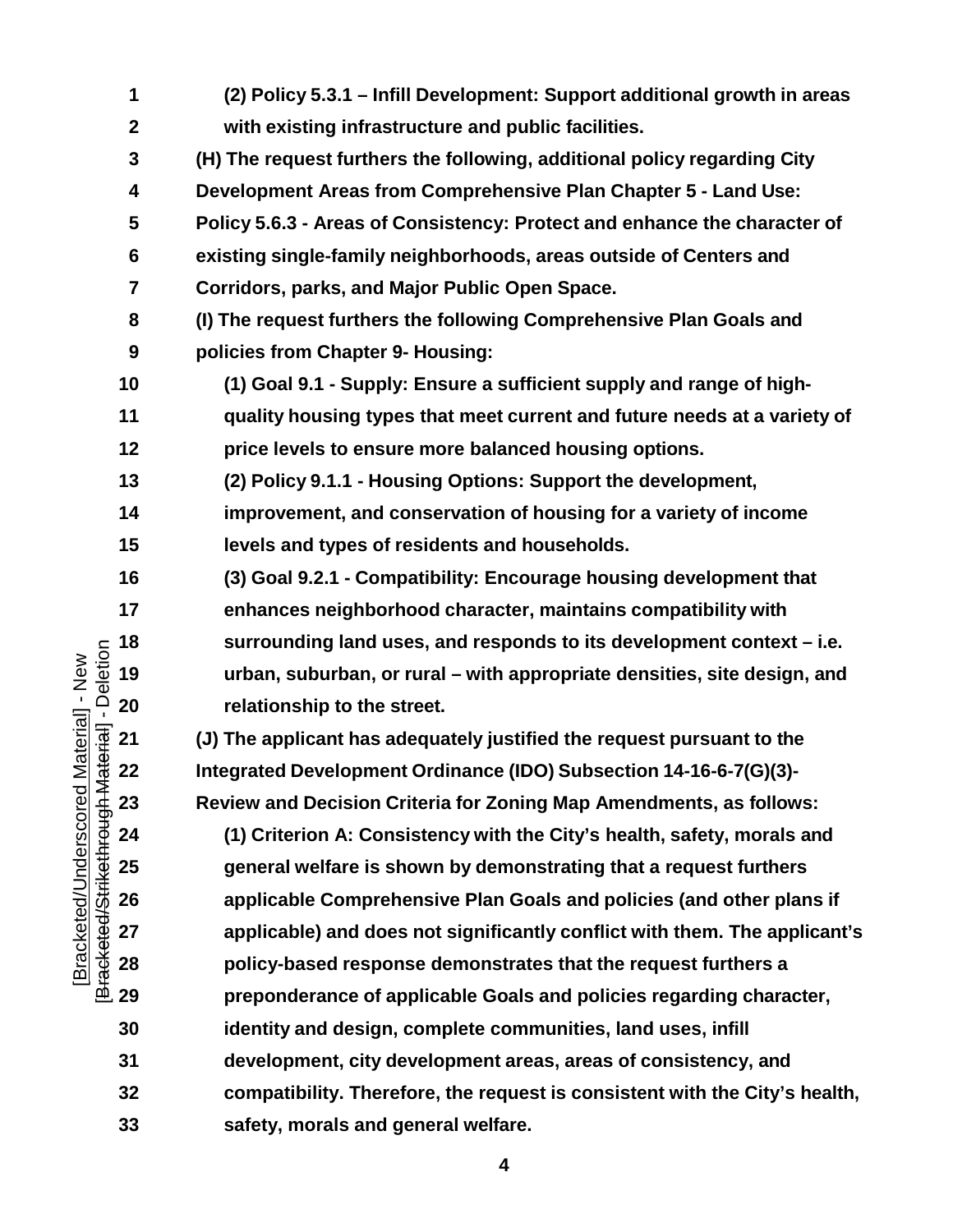**(2) Policy 5.3.1 – Infill Development: Support additional growth in areas with existing infrastructure and public facilities.**

**(H) The request furthers the following, additional policy regarding City Development Areas from Comprehensive Plan Chapter 5 - Land Use: Policy 5.6.3 - Areas of Consistency: Protect and enhance the character of existing single-family neighborhoods, areas outside of Centers and Corridors, parks, and Major Public Open Space.**

**(I) The request furthers the following Comprehensive Plan Goals and policies from Chapter 9- Housing:**

**(1) Goal 9.1 - Supply: Ensure a sufficient supply and range of high-quality housing types that meet current and future needs at a variety of price levels to ensure more balanced housing options.**

**(2) Policy 9.1.1 - Housing Options: Support the development, improvement, and conservation of housing for a variety of income levels and types of residents and households.**

**(3) Goal 9.2.1 - Compatibility: Encourage housing development that enhances neighborhood character, maintains compatibility with surrounding land uses, and responds to its development context – i.e. urban, suburban, or rural – with appropriate densities, site design, and relationship to the street.**

**(J) The applicant has adequately justified the request pursuant to the Integrated Development Ordinance (IDO) Subsection 14-16-6-7(G)(3)- Review and Decision Criteria for Zoning Map Amendments, as follows:**

**(1) Criterion A: Consistency with the City's health, safety, morals and general welfare is shown by demonstrating that a request furthers applicable Comprehensive Plan Goals and policies (and other plans if applicable) and does not significantly conflict with them. The applicant's policy-based response demonstrates that the request furthers a preponderance of applicable Goals and policies regarding character, identity and design, complete communities, land uses, infill development, city development areas, areas of consistency, and compatibility. Therefore, the request is consistent with the City's health, safety, morals and general welfare.**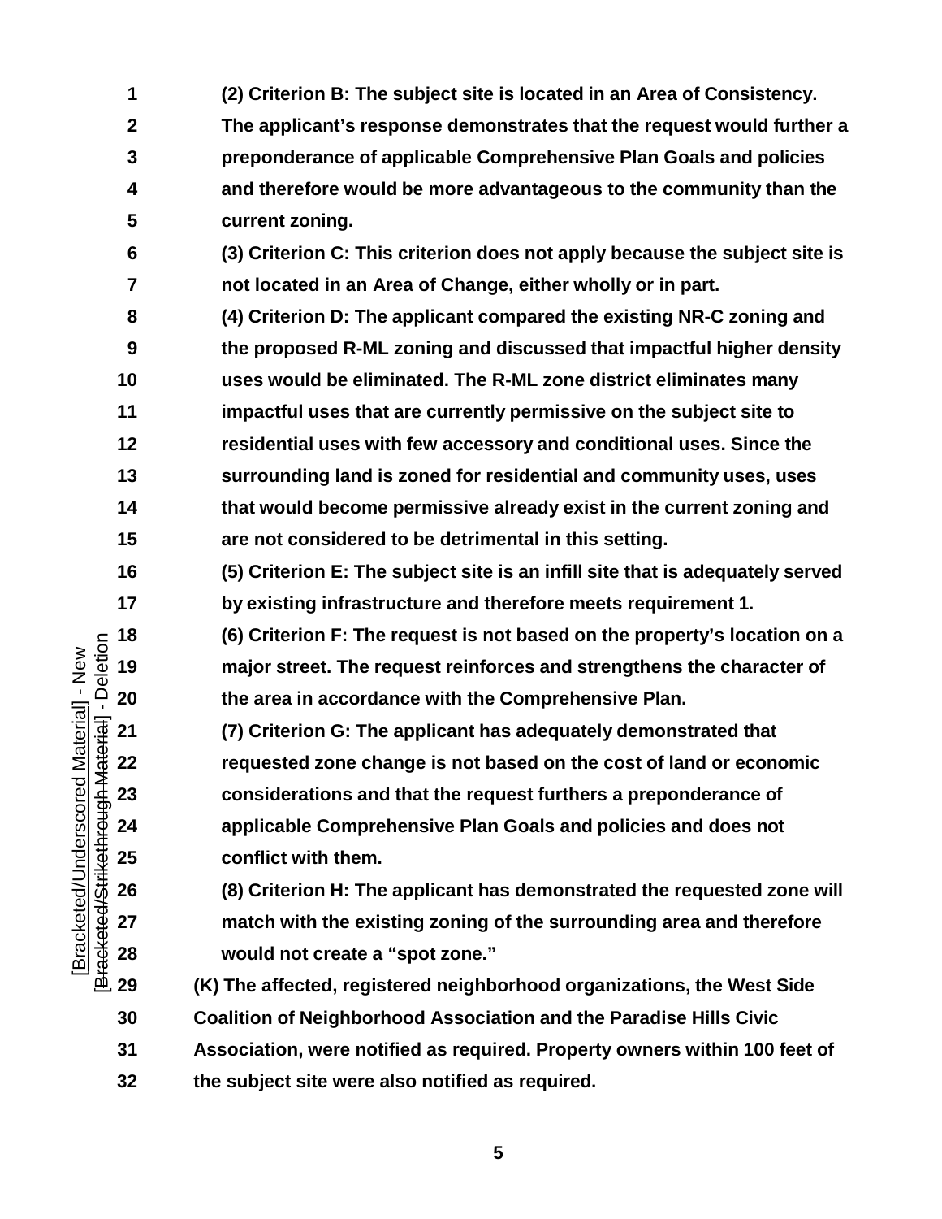**(2) Criterion B: The subject site is located in an Area of Consistency. The applicant's response demonstrates that the request would further a preponderance of applicable Comprehensive Plan Goals and policies and therefore would be more advantageous to the community than the current zoning.**

**(3) Criterion C: This criterion does not apply because the subject site is not located in an Area of Change, either wholly or in part.**

**(4) Criterion D: The applicant compared the existing NR-C zoning and the proposed R-ML zoning and discussed that impactful higher density uses would be eliminated. The R-ML zone district eliminates many impactful uses that are currently permissive on the subject site to residential uses with few accessory and conditional uses. Since the surrounding land is zoned for residential and community uses, uses that would become permissive already exist in the current zoning and are not considered to be detrimental in this setting.**

**(5) Criterion E: The subject site is an infill site that is adequately served by existing infrastructure and therefore meets requirement 1.**

**(6) Criterion F: The request is not based on the property's location on a major street. The request reinforces and strengthens the character of the area in accordance with the Comprehensive Plan.**

**(7) Criterion G: The applicant has adequately demonstrated that requested zone change is not based on the cost of land or economic considerations and that the request furthers a preponderance of applicable Comprehensive Plan Goals and policies and does not conflict with them.**

**(8) Criterion H: The applicant has demonstrated the requested zone will match with the existing zoning of the surrounding area and therefore would not create a "spot zone."**

**(K) The affected, registered neighborhood organizations, the West Side Coalition of Neighborhood Association and the Paradise Hills Civic Association, were notified as required. Property owners within 100 feet of the subject site were also notified as required.**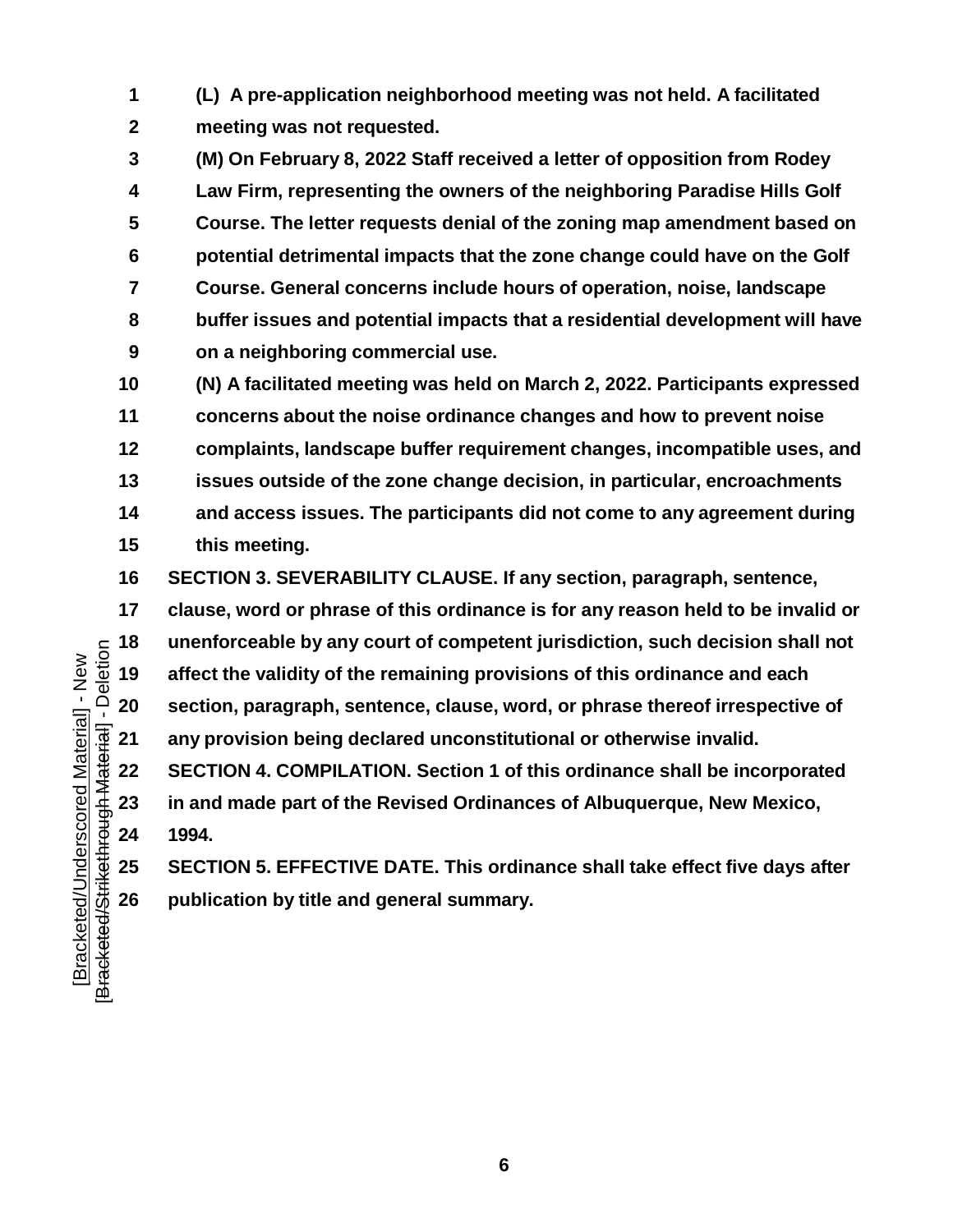**(L) A pre-application neighborhood meeting was not held. A facilitated meeting was not requested.**

**(M) On February 8, 2022 Staff received a letter of opposition from Rodey Law Firm, representing the owners of the neighboring Paradise Hills Golf Course. The letter requests denial of the zoning map amendment based on potential detrimental impacts that the zone change could have on the Golf Course. General concerns include hours of operation, noise, landscape buffer issues and potential impacts that a residential development will have on a neighboring commercial use.**

**(N) A facilitated meeting was held on March 2, 2022. Participants expressed concerns about the noise ordinance changes and how to prevent noise complaints, landscape buffer requirement changes, incompatible uses, and issues outside of the zone change decision, in particular, encroachments and access issues. The participants did not come to any agreement during this meeting.**

**SECTION 3. SEVERABILITY CLAUSE. If any section, paragraph, sentence, clause, word or phrase of this ordinance is for any reason held to be invalid or unenforceable by any court of competent jurisdiction, such decision shall not affect the validity of the remaining provisions of this ordinance and each section, paragraph, sentence, clause, word, or phrase thereof irrespective of any provision being declared unconstitutional or otherwise invalid.**

**SECTION 4. COMPILATION. Section 1 of this ordinance shall be incorporated in and made part of the Revised Ordinances of Albuquerque, New Mexico, 1994.**

**SECTION 5. EFFECTIVE DATE. This ordinance shall take effect five days after publication by title and general summary.**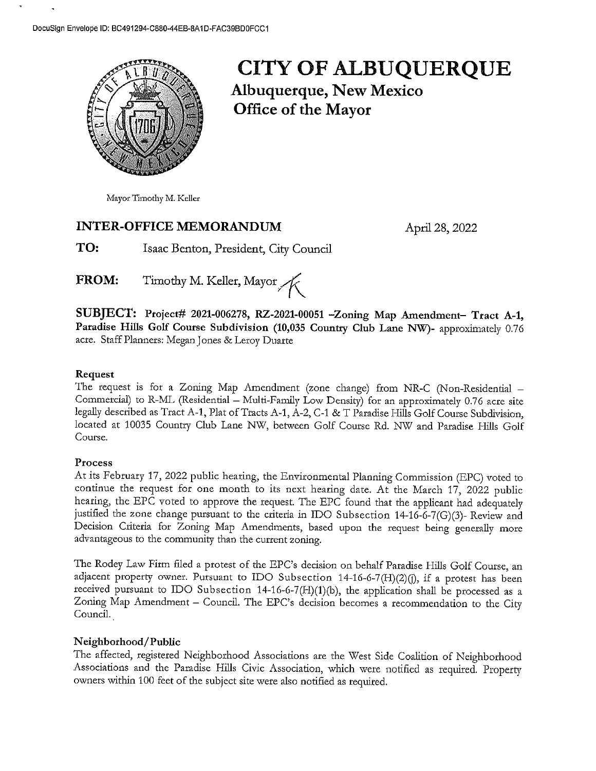DocuSign Envelope ID: BC491294-C880-44EB-8A1D-FAC39BD0FCC1

# CITY OF ALBUQUERQUE

**Albuquerque, New Mexico**
**Office of the Mayor**

Mayor Timothy M. Keller

## INTER-OFFICE MEMORANDUM

April 28, 2022

**TO:** Isaac Benton, President, City Council

**FROM:** Timothy M. Keller, Mayor

**SUBJECT: Project# 2021-006278, RZ-2021-00051 –Zoning Map Amendment– Tract A-1, Paradise Hills Golf Course Subdivision (10,035 Country Club Lane NW)-** approximately 0.76 acre. Staff Planners: Megan Jones & Leroy Duarte

### Request

The request is for a Zoning Map Amendment (zone change) from NR-C (Non-Residential – Commercial) to R-ML (Residential – Multi-Family Low Density) for an approximately 0.76 acre site legally described as Tract A-1, Plat of Tracts A-1, A-2, C-1 & T Paradise Hills Golf Course Subdivision, located at 10035 Country Club Lane NW, between Golf Course Rd. NW and Paradise Hills Golf Course.

### Process

At its February 17, 2022 public hearing, the Environmental Planning Commission (EPC) voted to continue the request for one month to its next hearing date. At the March 17, 2022 public hearing, the EPC voted to approve the request. The EPC found that the applicant had adequately justified the zone change pursuant to the criteria in IDO Subsection 14-16-6-7(G)(3)- Review and Decision Criteria for Zoning Map Amendments, based upon the request being generally more advantageous to the community than the current zoning.

The Rodey Law Firm filed a protest of the EPC's decision on behalf Paradise Hills Golf Course, an adjacent property owner. Pursuant to IDO Subsection 14-16-6-7(H)(2)(j), if a protest has been received pursuant to IDO Subsection 14-16-6-7(H)(1)(b), the application shall be processed as a Zoning Map Amendment – Council. The EPC's decision becomes a recommendation to the City Council.

### Neighborhood/Public

The affected, registered Neighborhood Associations are the West Side Coalition of Neighborhood Associations and the Paradise Hills Civic Association, which were notified as required. Property owners within 100 feet of the subject site were also notified as required.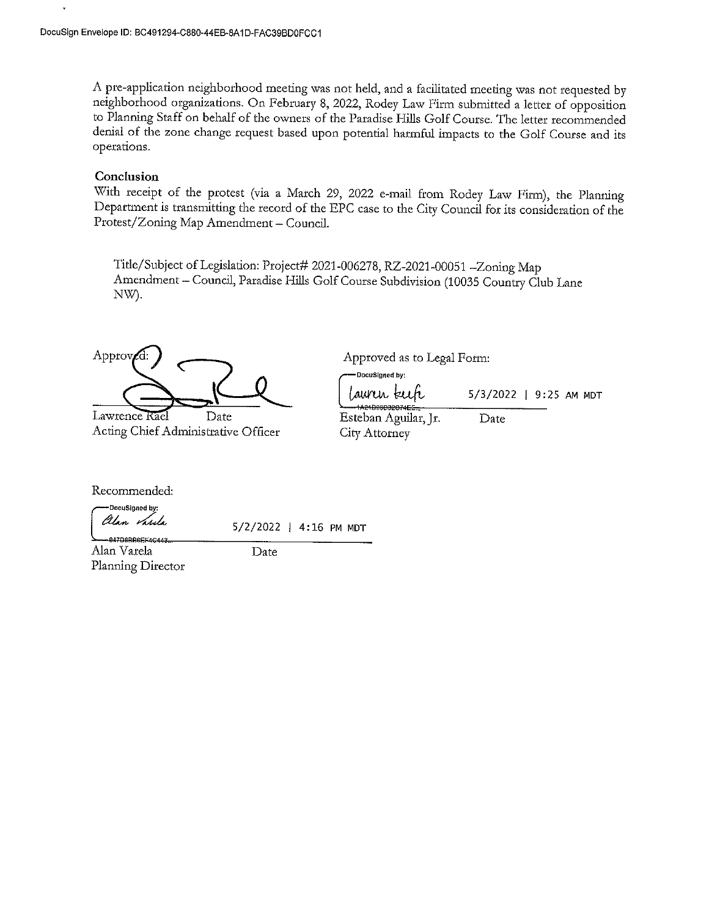A pre-application neighborhood meeting was not held, and a facilitated meeting was not requested by neighborhood organizations. On February 8, 2022, Rodey Law Firm submitted a letter of opposition to Planning Staff on behalf of the owners of the Paradise Hills Golf Course. The letter recommended denial of the zone change request based upon potential harmful impacts to the Golf Course and its operations.

**Conclusion**

With receipt of the protest (via a March 29, 2022 e-mail from Rodey Law Firm), the Planning Department is transmitting the record of the EPC case to the City Council for its consideration of the Protest/Zoning Map Amendment – Council.

Title/Subject of Legislation: Project# 2021-006278, RZ-2021-00051 –Zoning Map Amendment – Council, Paradise Hills Golf Course Subdivision (10035 Country Club Lane NW).

Approved:

Lawrence Rael Date
Acting Chief Administrative Officer

Approved as to Legal Form:

DocuSigned by:

5/3/2022 | 9:25 AM MDT

Esteban Aguilar, Jr. Date
City Attorney

Recommended:

DocuSigned by:

5/2/2022 | 4:16 PM MDT

Alan Varela Date
Planning Director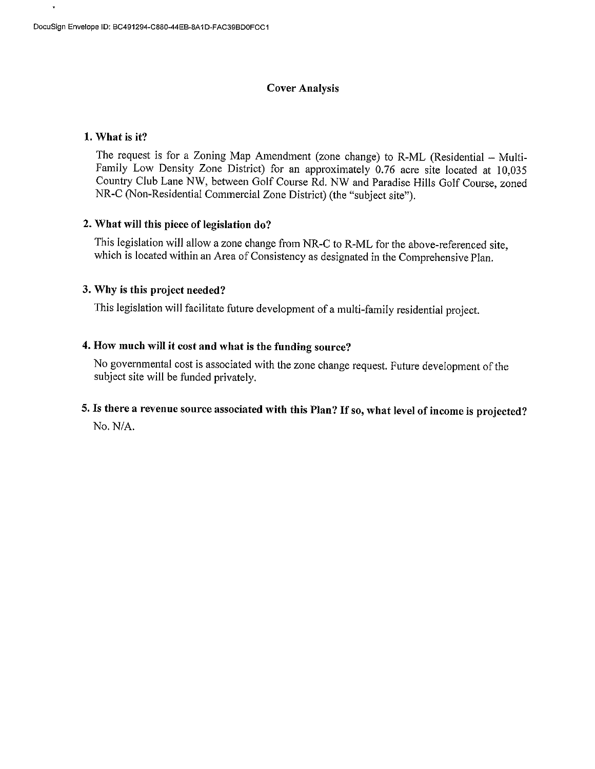# Cover Analysis

**1. What is it?**

The request is for a Zoning Map Amendment (zone change) to R-ML (Residential – Multi-Family Low Density Zone District) for an approximately 0.76 acre site located at 10,035 Country Club Lane NW, between Golf Course Rd. NW and Paradise Hills Golf Course, zoned NR-C (Non-Residential Commercial Zone District) (the "subject site").

**2. What will this piece of legislation do?**

This legislation will allow a zone change from NR-C to R-ML for the above-referenced site, which is located within an Area of Consistency as designated in the Comprehensive Plan.

**3. Why is this project needed?**

This legislation will facilitate future development of a multi-family residential project.

**4. How much will it cost and what is the funding source?**

No governmental cost is associated with the zone change request. Future development of the subject site will be funded privately.

**5. Is there a revenue source associated with this Plan? If so, what level of income is projected?**

No. N/A.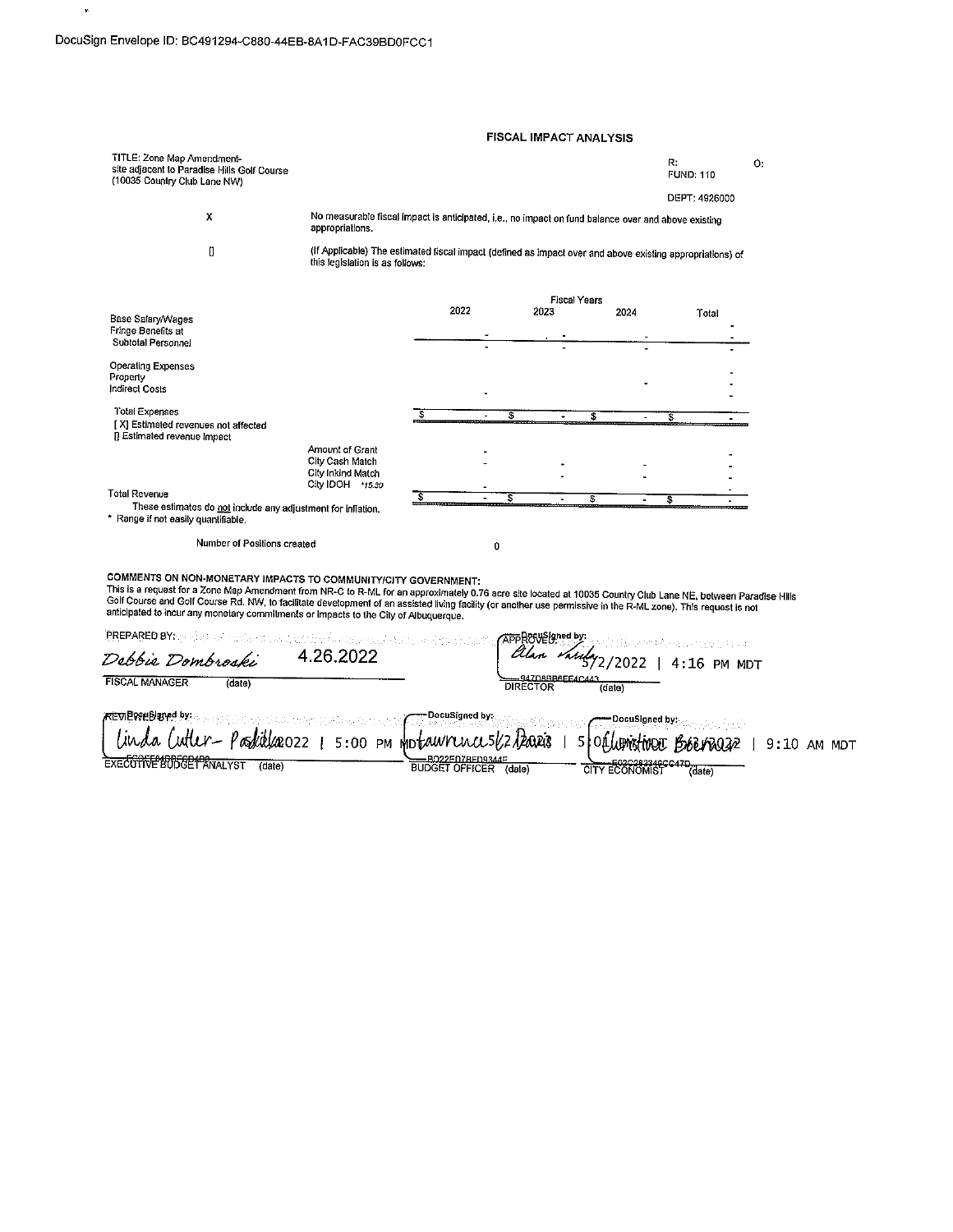DocuSign Envelope ID: BC491294-C880-44EB-8A1D-FAC39BD0FCC1

# FISCAL IMPACT ANALYSIS

TITLE: Zone Map Amendment-
site adjacent to Paradise Hills Golf Course
(10035 Country Club Lane NW)

R: O:
FUND: 110

DEPT: 4926000

X No measurable fiscal impact is anticipated, i.e., no impact on fund balance over and above existing appropriations.

[] (If Applicable) The estimated fiscal impact (defined as impact over and above existing appropriations) of this legislation is as follows:

| | | Fiscal Years 2022 | 2023 | 2024 | Total |
|---|---|---|---|---|---|
| Base Salary/Wages | | | | | - |
| Fringe Benefits at | | - | - | - | - |
| Subtotal Personnel | | - | - | - | - |
| Operating Expenses | | | | | - |
| Property | | | | - | - |
| Indirect Costs | | - | | | - |
| Total Expenses | | $ - | $ - | $ - | $ - |
| [X] Estimated revenues not affected | | | | | |
| [] Estimated revenue impact | | | | | |
| | Amount of Grant | - | | | - |
| | City Cash Match | - | - | - | - |
| | City Inkind Match | | - | - | - |
| | City IDOH *15.30 | - | | | - |
| Total Revenue | | $ - | $ - | $ - | $ - |

These estimates do not include any adjustment for inflation.
\* Range if not easily quantifiable.

Number of Positions created 0

**COMMENTS ON NON-MONETARY IMPACTS TO COMMUNITY/CITY GOVERNMENT:**
This is a request for a Zone Map Amendment from NR-C to R-ML for an approximately 0.76 acre site located at 10035 Country Club Lane NE, between Paradise Hills Golf Course and Golf Course Rd. NW, to facilitate development of an assisted living facility (or another use permissive in the R-ML zone). This request is not anticipated to incur any monetary commitments or impacts to the City of Albuquerque.

PREPARED BY:
*Debbie Dombroski* 4.26.2022
FISCAL MANAGER (date)

APPROVED: DocuSigned by:
*Alan Varela* 5/2/2022 | 4:16 PM MDT
947D8BB6EE4C443
DIRECTOR (date)

REVIEWED BY: DocuSigned by:
*Linda Cutler-Padilla* 5/2/2022 | 5:00 PM MDT
EXECUTIVE BUDGET ANALYST (date)

DocuSigned by:
*Lawrence* 5/2/2022 | 5:01 PM MDT
BD22ED7BED9344F
BUDGET OFFICER (date)

DocuSigned by:
*Christine Boerner* 5/3/2022 | 9:10 AM MDT
E02C282346CC47D
CITY ECONOMIST (date)